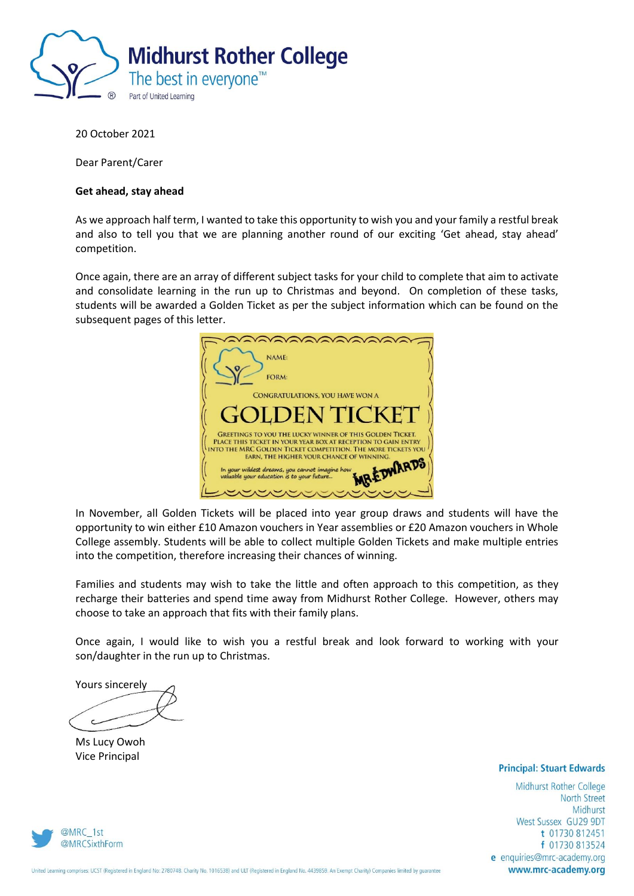# Midhurst Rother College

The best in everyone™

Part of United Learning

20 October 2021

Dear Parent/Carer

**Get ahead, stay ahead**

As we approach half term, I wanted to take this opportunity to wish you and your family a restful break and also to tell you that we are planning another round of our exciting 'Get ahead, stay ahead' competition.

Once again, there are an array of different subject tasks for your child to complete that aim to activate and consolidate learning in the run up to Christmas and beyond. On completion of these tasks, students will be awarded a Golden Ticket as per the subject information which can be found on the subsequent pages of this letter.

NAME:

FORM:

CONGRATULATIONS, YOU HAVE WON A

GOLDEN TICKET

GREETINGS TO YOU THE LUCKY WINNER OF THIS GOLDEN TICKET. PLACE THIS TICKET IN YOUR YEAR BOX AT RECEPTION TO GAIN ENTRY INTO THE MRC GOLDEN TICKET COMPETITION. THE MORE TICKETS YOU EARN, THE HIGHER YOUR CHANCE OF WINNING.

*In your wildest dreams, you cannot imagine how valuable your education is to your future...*

MR EDWARDS

In November, all Golden Tickets will be placed into year group draws and students will have the opportunity to win either £10 Amazon vouchers in Year assemblies or £20 Amazon vouchers in Whole College assembly. Students will be able to collect multiple Golden Tickets and make multiple entries into the competition, therefore increasing their chances of winning.

Families and students may wish to take the little and often approach to this competition, as they recharge their batteries and spend time away from Midhurst Rother College. However, others may choose to take an approach that fits with their family plans.

Once again, I would like to wish you a restful break and look forward to working with your son/daughter in the run up to Christmas.

Yours sincerely

Ms Lucy Owoh
Vice Principal

**Principal: Stuart Edwards**

Midhurst Rother College
North Street
Midhurst
West Sussex GU29 9DT
t 01730 812451
f 01730 813524
e enquiries@mrc-academy.org
**www.mrc-academy.org**

@MRC_1st
@MRCSixthForm

United Learning comprises: UCST (Registered in England No: 2780748. Charity No. 1016538) and ULT (Registered in England No. 4439859. An Exempt Charity) Companies limited by guarantee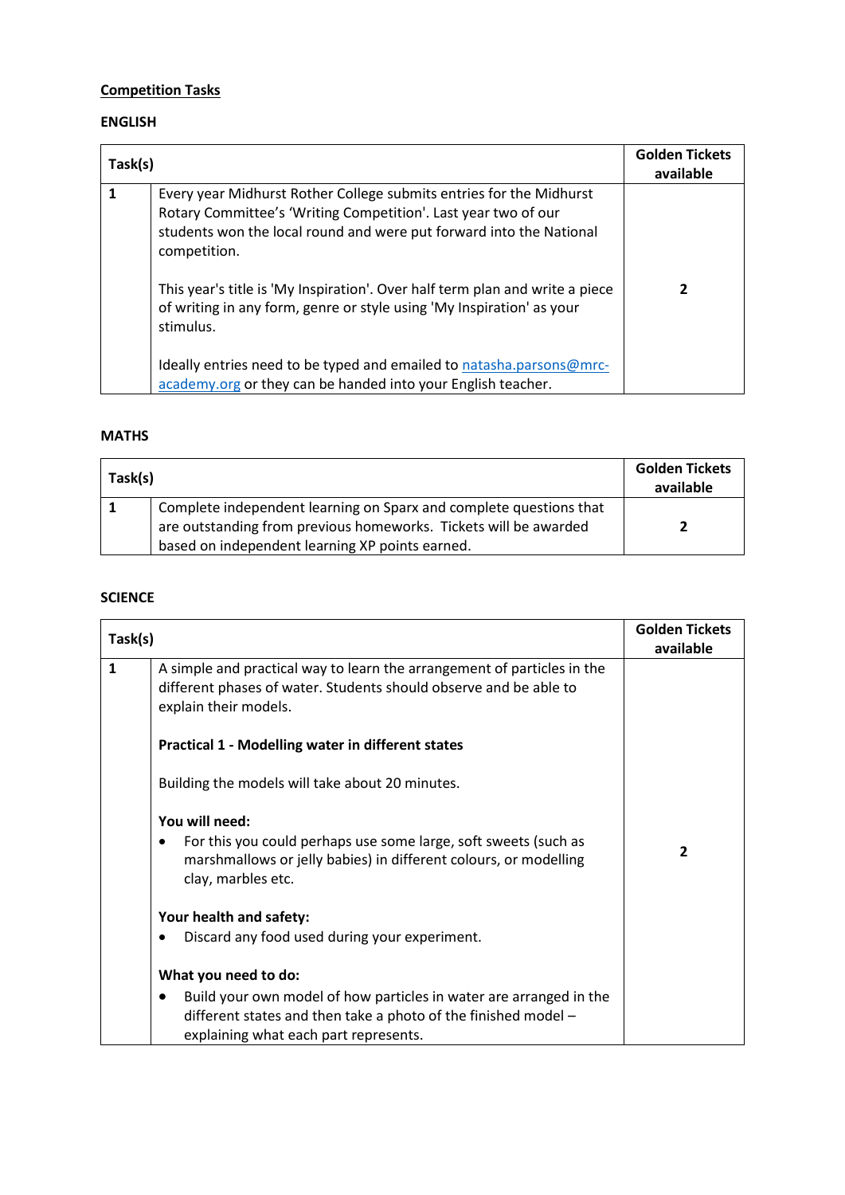## Competition Tasks

### ENGLISH

| Task(s) | | Golden Tickets available |
|---|---|---|
| 1 | Every year Midhurst Rother College submits entries for the Midhurst Rotary Committee's 'Writing Competition'. Last year two of our students won the local round and were put forward into the National competition.<br><br>This year's title is 'My Inspiration'. Over half term plan and write a piece of writing in any form, genre or style using 'My Inspiration' as your stimulus.<br><br>Ideally entries need to be typed and emailed to natasha.parsons@mrc-academy.org or they can be handed into your English teacher. | 2 |

### MATHS

| Task(s) | | Golden Tickets available |
|---|---|---|
| 1 | Complete independent learning on Sparx and complete questions that are outstanding from previous homeworks. Tickets will be awarded based on independent learning XP points earned. | 2 |

### SCIENCE

| Task(s) | | Golden Tickets available |
|---|---|---|
| 1 | A simple and practical way to learn the arrangement of particles in the different phases of water. Students should observe and be able to explain their models.<br><br>**Practical 1 - Modelling water in different states**<br><br>Building the models will take about 20 minutes.<br><br>**You will need:**<br>• For this you could perhaps use some large, soft sweets (such as marshmallows or jelly babies) in different colours, or modelling clay, marbles etc.<br><br>**Your health and safety:**<br>• Discard any food used during your experiment.<br><br>**What you need to do:**<br>• Build your own model of how particles in water are arranged in the different states and then take a photo of the finished model – explaining what each part represents. | 2 |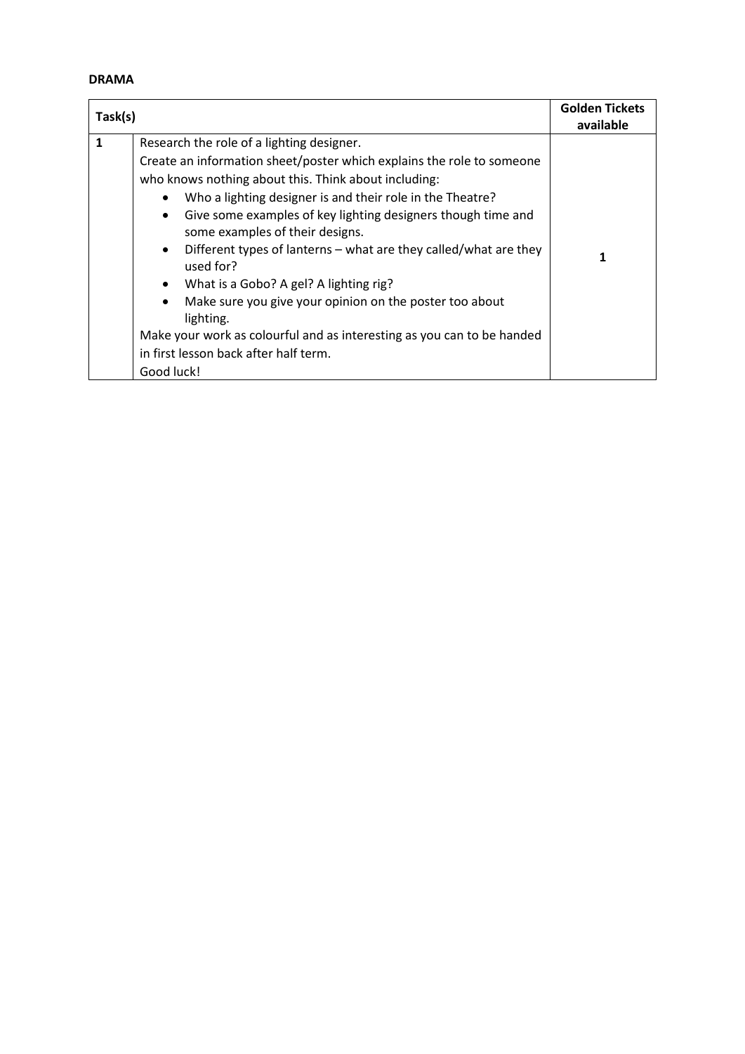**DRAMA**

| Task(s) | | Golden Tickets available |
|---|---|---|
| 1 | Research the role of a lighting designer.<br>Create an information sheet/poster which explains the role to someone who knows nothing about this. Think about including:<br>• Who a lighting designer is and their role in the Theatre?<br>• Give some examples of key lighting designers though time and some examples of their designs.<br>• Different types of lanterns – what are they called/what are they used for?<br>• What is a Gobo? A gel? A lighting rig?<br>• Make sure you give your opinion on the poster too about lighting.<br>Make your work as colourful and as interesting as you can to be handed in first lesson back after half term.<br>Good luck! | 1 |